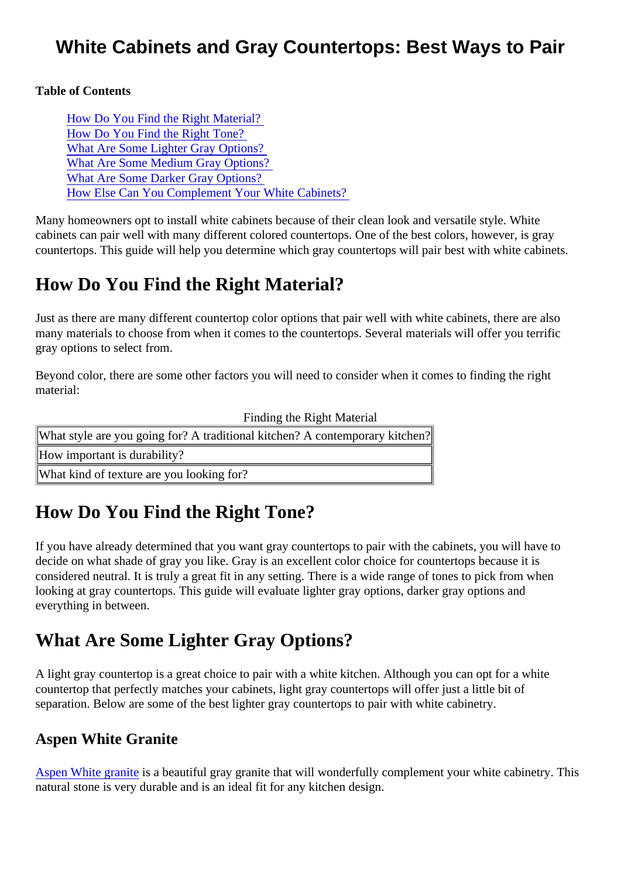# White Cabinets and Gray Countertops: Best Ways to Pair

**Table of Contents**

- How Do You Find the Right Material?
- How Do You Find the Right Tone?
- What Are Some Lighter Gray Options?
- What Are Some Medium Gray Options?
- What Are Some Darker Gray Options?
- How Else Can You Complement Your White Cabinets?

Many homeowners opt to install white cabinets because of their clean look and versatile style. White cabinets can pair well with many different colored countertops. One of the best colors, however, is gray countertops. This guide will help you determine which gray countertops will pair best with white cabinets.

## How Do You Find the Right Material?

Just as there are many different countertop color options that pair well with white cabinets, there are also many materials to choose from when it comes to the countertops. Several materials will offer you terrific gray options to select from.

Beyond color, there are some other factors you will need to consider when it comes to finding the right material:

| Finding the Right Material |
|---|
| What style are you going for? A traditional kitchen? A contemporary kitchen? |
| How important is durability? |
| What kind of texture are you looking for? |

## How Do You Find the Right Tone?

If you have already determined that you want gray countertops to pair with the cabinets, you will have to decide on what shade of gray you like. Gray is an excellent color choice for countertops because it is considered neutral. It is truly a great fit in any setting. There is a wide range of tones to pick from when looking at gray countertops. This guide will evaluate lighter gray options, darker gray options and everything in between.

## What Are Some Lighter Gray Options?

A light gray countertop is a great choice to pair with a white kitchen. Although you can opt for a white countertop that perfectly matches your cabinets, light gray countertops will offer just a little bit of separation. Below are some of the best lighter gray countertops to pair with white cabinetry.

### Aspen White Granite

Aspen White granite is a beautiful gray granite that will wonderfully complement your white cabinetry. This natural stone is very durable and is an ideal fit for any kitchen design.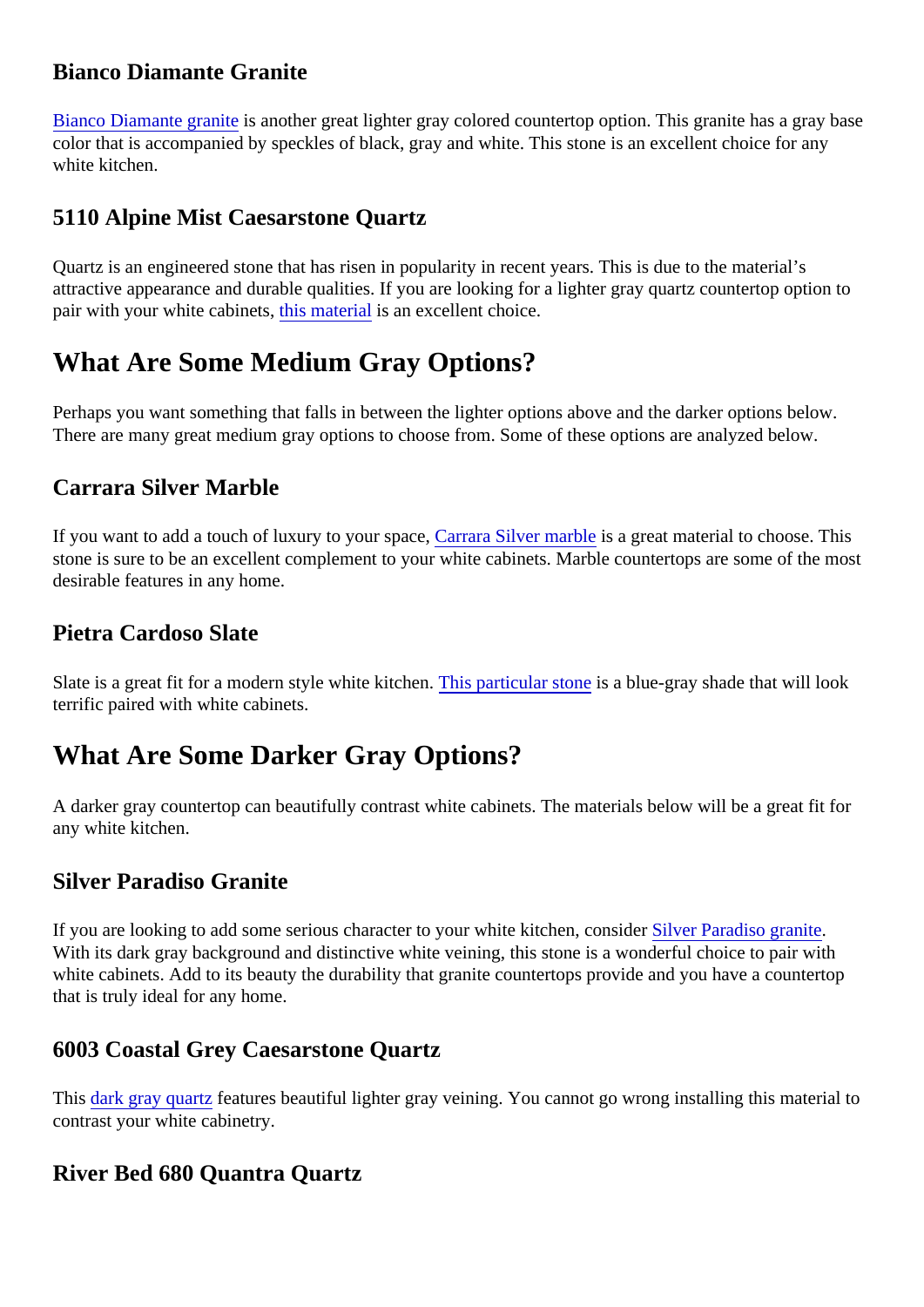### Bianco Diamante Granite

Bianco Diamante granite is another great lighter gray colored countertop option. This granite has a gray base color that is accompanied by speckles of black, gray and white. This stone is an excellent choice for any white kitchen.

### 5110 Alpine Mist Caesarstone Quartz

Quartz is an engineered stone that has risen in popularity in recent years. This is due to the material's attractive appearance and durable qualities. If you are looking for a lighter gray quartz countertop option to pair with your white cabinets, this material is an excellent choice.

## What Are Some Medium Gray Options?

Perhaps you want something that falls in between the lighter options above and the darker options below. There are many great medium gray options to choose from. Some of these options are analyzed below.

### Carrara Silver Marble

If you want to add a touch of luxury to your space, Carrara Silver marble is a great material to choose. This stone is sure to be an excellent complement to your white cabinets. Marble countertops are some of the most desirable features in any home.

### Pietra Cardoso Slate

Slate is a great fit for a modern style white kitchen. This particular stone is a blue-gray shade that will look terrific paired with white cabinets.

## What Are Some Darker Gray Options?

A darker gray countertop can beautifully contrast white cabinets. The materials below will be a great fit for any white kitchen.

### Silver Paradiso Granite

If you are looking to add some serious character to your white kitchen, consider Silver Paradiso granite. With its dark gray background and distinctive white veining, this stone is a wonderful choice to pair with white cabinets. Add to its beauty the durability that granite countertops provide and you have a countertop that is truly ideal for any home.

### 6003 Coastal Grey Caesarstone Quartz

This dark gray quartz features beautiful lighter gray veining. You cannot go wrong installing this material to contrast your white cabinetry.

### River Bed 680 Quantra Quartz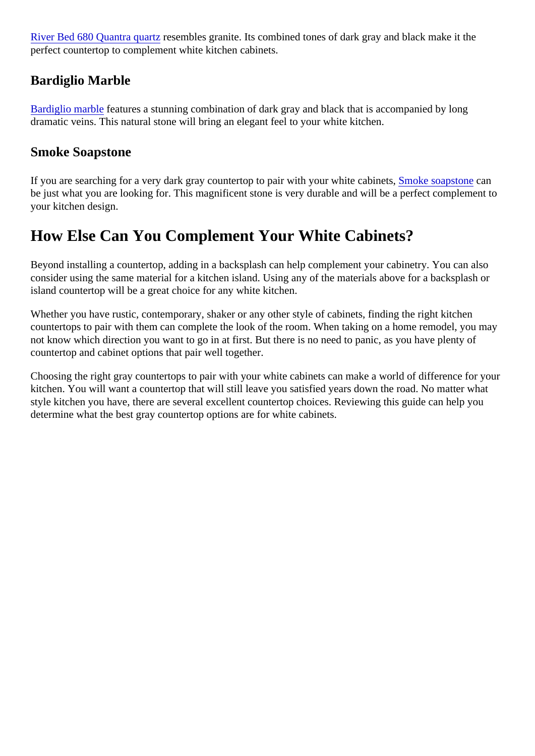River Bed 680 Quantra quartz resembles granite. Its combined tones of dark gray and black make it the perfect countertop to complement white kitchen cabinets.

### Bardiglio Marble

Bardiglio marble features a stunning combination of dark gray and black that is accompanied by long dramatic veins. This natural stone will bring an elegant feel to your white kitchen.

### Smoke Soapstone

If you are searching for a very dark gray countertop to pair with your white cabinets, Smoke soapstone can be just what you are looking for. This magnificent stone is very durable and will be a perfect complement to your kitchen design.

## How Else Can You Complement Your White Cabinets?

Beyond installing a countertop, adding in a backsplash can help complement your cabinetry. You can also consider using the same material for a kitchen island. Using any of the materials above for a backsplash or island countertop will be a great choice for any white kitchen.

Whether you have rustic, contemporary, shaker or any other style of cabinets, finding the right kitchen countertops to pair with them can complete the look of the room. When taking on a home remodel, you may not know which direction you want to go in at first. But there is no need to panic, as you have plenty of countertop and cabinet options that pair well together.

Choosing the right gray countertops to pair with your white cabinets can make a world of difference for your kitchen. You will want a countertop that will still leave you satisfied years down the road. No matter what style kitchen you have, there are several excellent countertop choices. Reviewing this guide can help you determine what the best gray countertop options are for white cabinets.